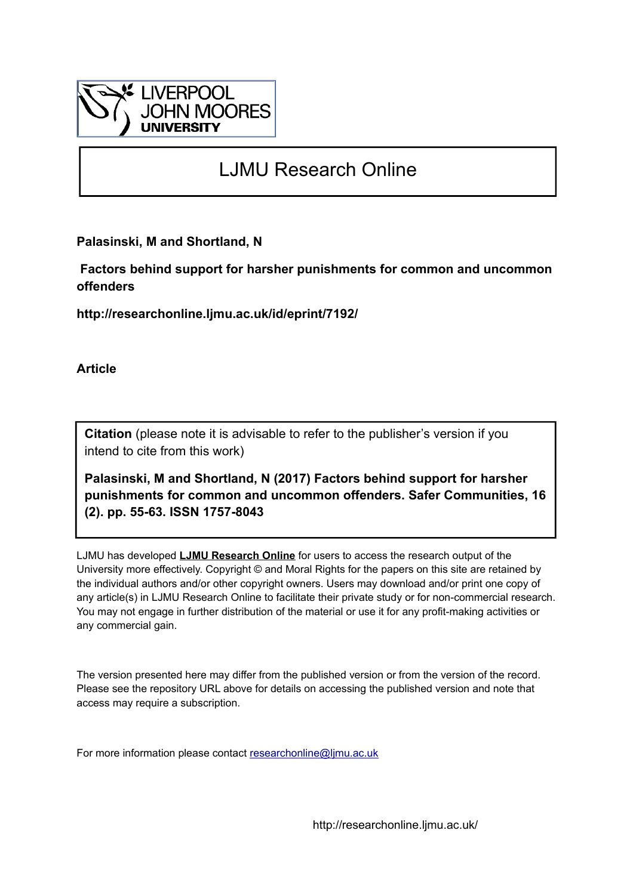LIVERPOOL
JOHN MOORES
UNIVERSITY

# LJMU Research Online

**Palasinski, M and Shortland, N**

**Factors behind support for harsher punishments for common and uncommon offenders**

**http://researchonline.ljmu.ac.uk/id/eprint/7192/**

**Article**

**Citation** (please note it is advisable to refer to the publisher's version if you intend to cite from this work)

**Palasinski, M and Shortland, N (2017) Factors behind support for harsher punishments for common and uncommon offenders. Safer Communities, 16 (2). pp. 55-63. ISSN 1757-8043**

LJMU has developed **LJMU Research Online** for users to access the research output of the University more effectively. Copyright © and Moral Rights for the papers on this site are retained by the individual authors and/or other copyright owners. Users may download and/or print one copy of any article(s) in LJMU Research Online to facilitate their private study or for non-commercial research. You may not engage in further distribution of the material or use it for any profit-making activities or any commercial gain.

The version presented here may differ from the published version or from the version of the record. Please see the repository URL above for details on accessing the published version and note that access may require a subscription.

For more information please contact researchonline@ljmu.ac.uk

http://researchonline.ljmu.ac.uk/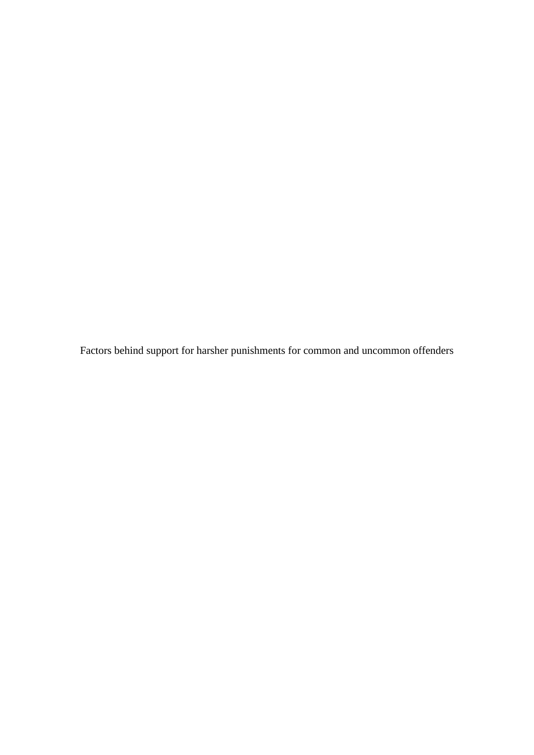Factors behind support for harsher punishments for common and uncommon offenders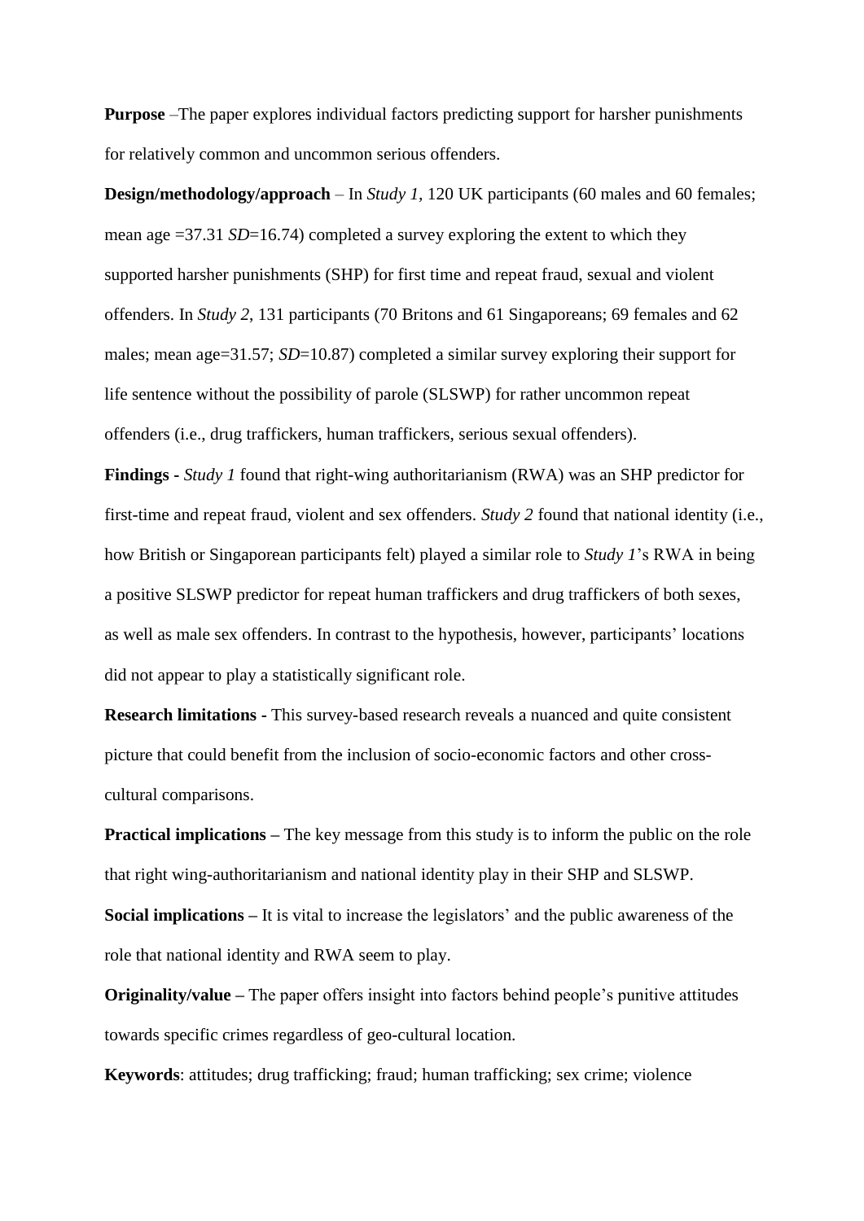**Purpose** –The paper explores individual factors predicting support for harsher punishments for relatively common and uncommon serious offenders.

**Design/methodology/approach** – In *Study 1*, 120 UK participants (60 males and 60 females; mean age =37.31 *SD*=16.74) completed a survey exploring the extent to which they supported harsher punishments (SHP) for first time and repeat fraud, sexual and violent offenders. In *Study 2*, 131 participants (70 Britons and 61 Singaporeans; 69 females and 62 males; mean age=31.57; *SD*=10.87) completed a similar survey exploring their support for life sentence without the possibility of parole (SLSWP) for rather uncommon repeat offenders (i.e., drug traffickers, human traffickers, serious sexual offenders).

**Findings** - *Study 1* found that right-wing authoritarianism (RWA) was an SHP predictor for first-time and repeat fraud, violent and sex offenders. *Study 2* found that national identity (i.e., how British or Singaporean participants felt) played a similar role to *Study 1*'s RWA in being a positive SLSWP predictor for repeat human traffickers and drug traffickers of both sexes, as well as male sex offenders. In contrast to the hypothesis, however, participants' locations did not appear to play a statistically significant role.

**Research limitations** - This survey-based research reveals a nuanced and quite consistent picture that could benefit from the inclusion of socio-economic factors and other cross-cultural comparisons.

**Practical implications** – The key message from this study is to inform the public on the role that right wing-authoritarianism and national identity play in their SHP and SLSWP.

**Social implications** – It is vital to increase the legislators' and the public awareness of the role that national identity and RWA seem to play.

**Originality/value** – The paper offers insight into factors behind people's punitive attitudes towards specific crimes regardless of geo-cultural location.

**Keywords**: attitudes; drug trafficking; fraud; human trafficking; sex crime; violence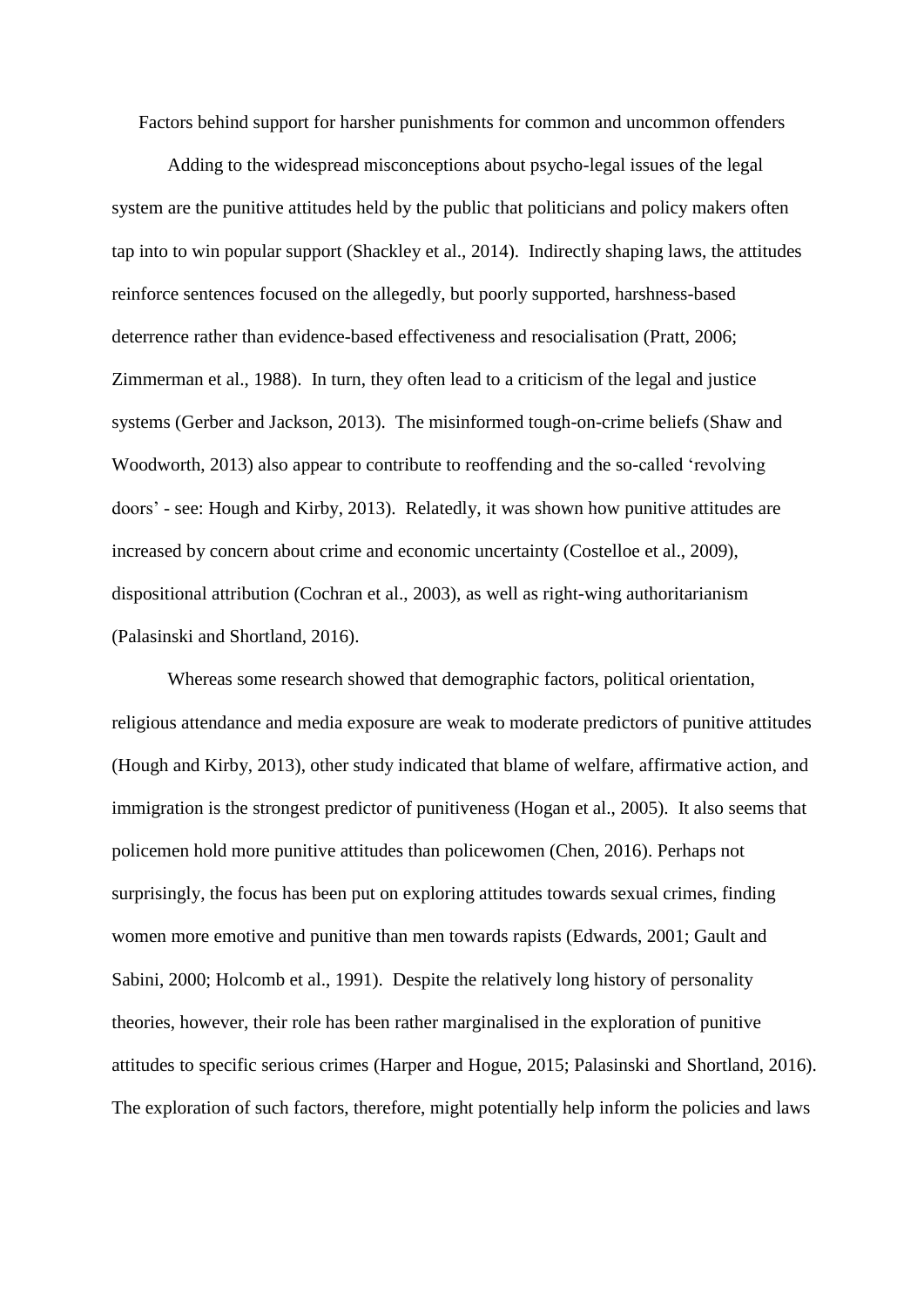## Factors behind support for harsher punishments for common and uncommon offenders

Adding to the widespread misconceptions about psycho-legal issues of the legal system are the punitive attitudes held by the public that politicians and policy makers often tap into to win popular support (Shackley et al., 2014). Indirectly shaping laws, the attitudes reinforce sentences focused on the allegedly, but poorly supported, harshness-based deterrence rather than evidence-based effectiveness and resocialisation (Pratt, 2006; Zimmerman et al., 1988). In turn, they often lead to a criticism of the legal and justice systems (Gerber and Jackson, 2013). The misinformed tough-on-crime beliefs (Shaw and Woodworth, 2013) also appear to contribute to reoffending and the so-called 'revolving doors' - see: Hough and Kirby, 2013). Relatedly, it was shown how punitive attitudes are increased by concern about crime and economic uncertainty (Costelloe et al., 2009), dispositional attribution (Cochran et al., 2003), as well as right-wing authoritarianism (Palasinski and Shortland, 2016).

Whereas some research showed that demographic factors, political orientation, religious attendance and media exposure are weak to moderate predictors of punitive attitudes (Hough and Kirby, 2013), other study indicated that blame of welfare, affirmative action, and immigration is the strongest predictor of punitiveness (Hogan et al., 2005). It also seems that policemen hold more punitive attitudes than policewomen (Chen, 2016). Perhaps not surprisingly, the focus has been put on exploring attitudes towards sexual crimes, finding women more emotive and punitive than men towards rapists (Edwards, 2001; Gault and Sabini, 2000; Holcomb et al., 1991). Despite the relatively long history of personality theories, however, their role has been rather marginalised in the exploration of punitive attitudes to specific serious crimes (Harper and Hogue, 2015; Palasinski and Shortland, 2016). The exploration of such factors, therefore, might potentially help inform the policies and laws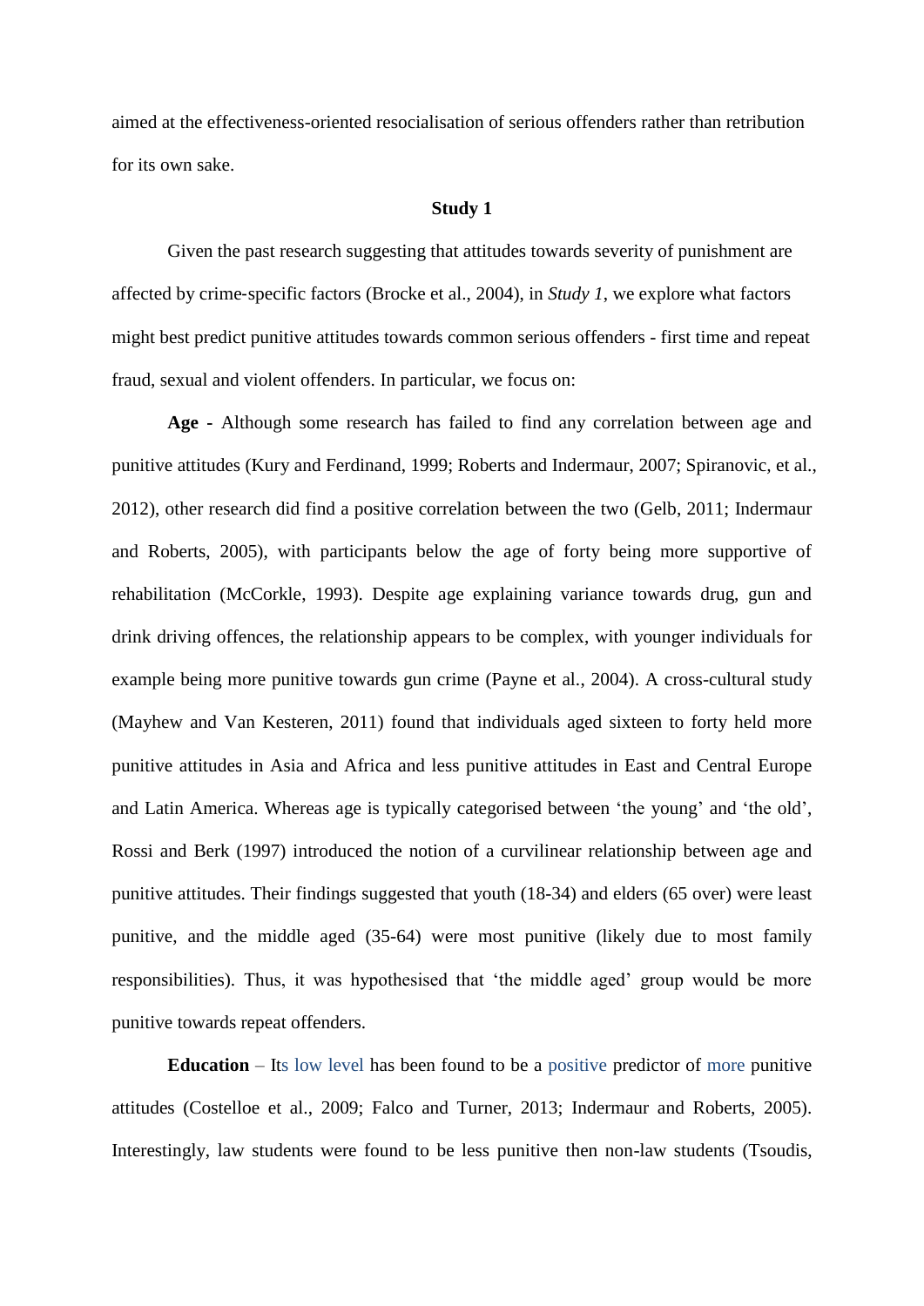aimed at the effectiveness-oriented resocialisation of serious offenders rather than retribution for its own sake.

## Study 1

Given the past research suggesting that attitudes towards severity of punishment are affected by crime-specific factors (Brocke et al., 2004), in *Study 1*, we explore what factors might best predict punitive attitudes towards common serious offenders - first time and repeat fraud, sexual and violent offenders. In particular, we focus on:

**Age** - Although some research has failed to find any correlation between age and punitive attitudes (Kury and Ferdinand, 1999; Roberts and Indermaur, 2007; Spiranovic, et al., 2012), other research did find a positive correlation between the two (Gelb, 2011; Indermaur and Roberts, 2005), with participants below the age of forty being more supportive of rehabilitation (McCorkle, 1993). Despite age explaining variance towards drug, gun and drink driving offences, the relationship appears to be complex, with younger individuals for example being more punitive towards gun crime (Payne et al., 2004). A cross-cultural study (Mayhew and Van Kesteren, 2011) found that individuals aged sixteen to forty held more punitive attitudes in Asia and Africa and less punitive attitudes in East and Central Europe and Latin America. Whereas age is typically categorised between 'the young' and 'the old', Rossi and Berk (1997) introduced the notion of a curvilinear relationship between age and punitive attitudes. Their findings suggested that youth (18-34) and elders (65 over) were least punitive, and the middle aged (35-64) were most punitive (likely due to most family responsibilities). Thus, it was hypothesised that 'the middle aged' group would be more punitive towards repeat offenders.

**Education** – Its low level has been found to be a positive predictor of more punitive attitudes (Costelloe et al., 2009; Falco and Turner, 2013; Indermaur and Roberts, 2005). Interestingly, law students were found to be less punitive then non-law students (Tsoudis,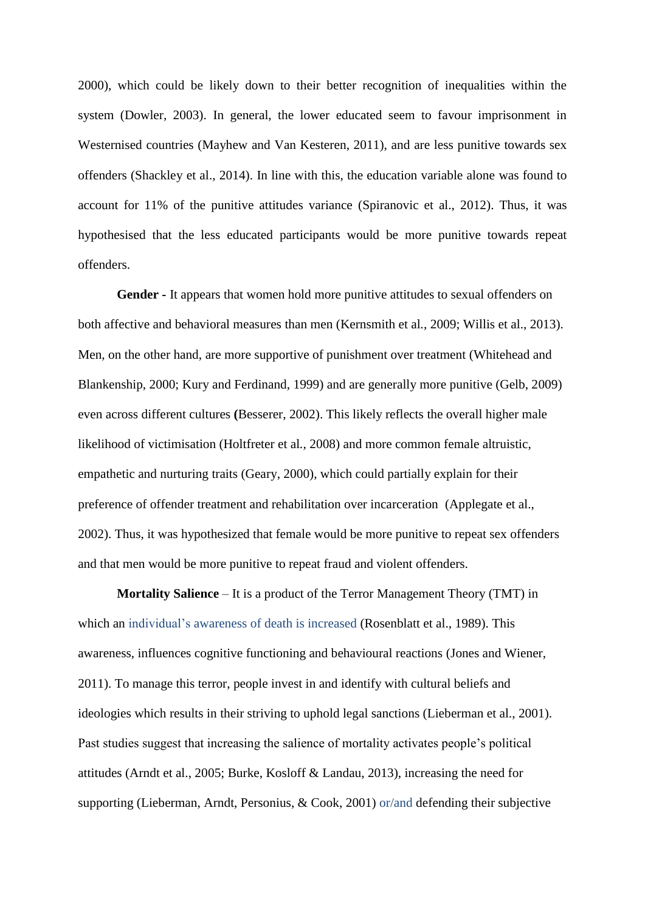2000), which could be likely down to their better recognition of inequalities within the system (Dowler, 2003). In general, the lower educated seem to favour imprisonment in Westernised countries (Mayhew and Van Kesteren, 2011), and are less punitive towards sex offenders (Shackley et al., 2014). In line with this, the education variable alone was found to account for 11% of the punitive attitudes variance (Spiranovic et al., 2012). Thus, it was hypothesised that the less educated participants would be more punitive towards repeat offenders.

**Gender -** It appears that women hold more punitive attitudes to sexual offenders on both affective and behavioral measures than men (Kernsmith et al., 2009; Willis et al., 2013). Men, on the other hand, are more supportive of punishment over treatment (Whitehead and Blankenship, 2000; Kury and Ferdinand, 1999) and are generally more punitive (Gelb, 2009) even across different cultures **(**Besserer, 2002). This likely reflects the overall higher male likelihood of victimisation (Holtfreter et al., 2008) and more common female altruistic, empathetic and nurturing traits (Geary, 2000), which could partially explain for their preference of offender treatment and rehabilitation over incarceration (Applegate et al., 2002). Thus, it was hypothesized that female would be more punitive to repeat sex offenders and that men would be more punitive to repeat fraud and violent offenders.

**Mortality Salience** – It is a product of the Terror Management Theory (TMT) in which an individual's awareness of death is increased (Rosenblatt et al., 1989). This awareness, influences cognitive functioning and behavioural reactions (Jones and Wiener, 2011). To manage this terror, people invest in and identify with cultural beliefs and ideologies which results in their striving to uphold legal sanctions (Lieberman et al., 2001). Past studies suggest that increasing the salience of mortality activates people's political attitudes (Arndt et al., 2005; Burke, Kosloff & Landau, 2013), increasing the need for supporting (Lieberman, Arndt, Personius, & Cook, 2001) or/and defending their subjective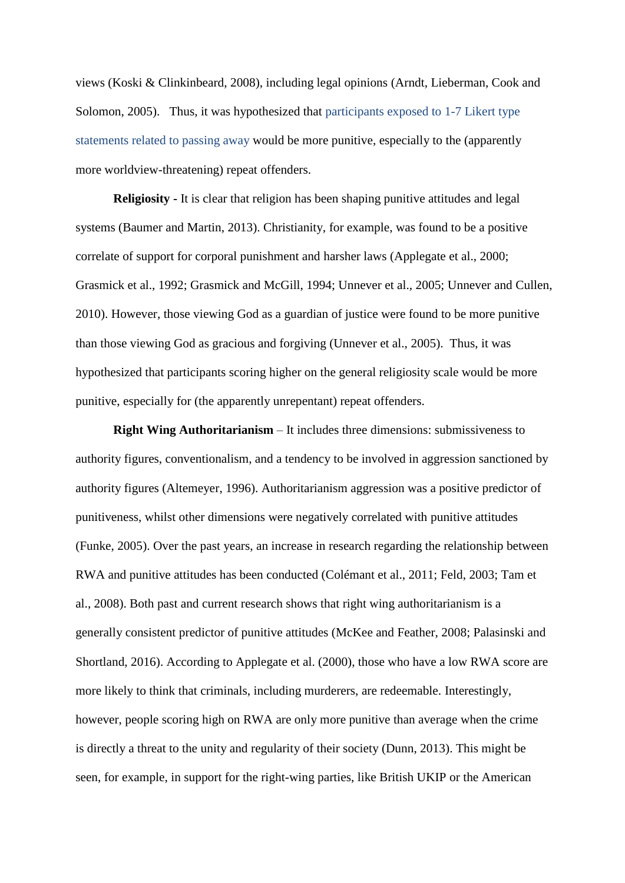views (Koski & Clinkinbeard, 2008), including legal opinions (Arndt, Lieberman, Cook and Solomon, 2005). Thus, it was hypothesized that participants exposed to 1-7 Likert type statements related to passing away would be more punitive, especially to the (apparently more worldview-threatening) repeat offenders.

**Religiosity -** It is clear that religion has been shaping punitive attitudes and legal systems (Baumer and Martin, 2013). Christianity, for example, was found to be a positive correlate of support for corporal punishment and harsher laws (Applegate et al., 2000; Grasmick et al., 1992; Grasmick and McGill, 1994; Unnever et al., 2005; Unnever and Cullen, 2010). However, those viewing God as a guardian of justice were found to be more punitive than those viewing God as gracious and forgiving (Unnever et al., 2005). Thus, it was hypothesized that participants scoring higher on the general religiosity scale would be more punitive, especially for (the apparently unrepentant) repeat offenders.

**Right Wing Authoritarianism** – It includes three dimensions: submissiveness to authority figures, conventionalism, and a tendency to be involved in aggression sanctioned by authority figures (Altemeyer, 1996). Authoritarianism aggression was a positive predictor of punitiveness, whilst other dimensions were negatively correlated with punitive attitudes (Funke, 2005). Over the past years, an increase in research regarding the relationship between RWA and punitive attitudes has been conducted (Colémant et al., 2011; Feld, 2003; Tam et al., 2008). Both past and current research shows that right wing authoritarianism is a generally consistent predictor of punitive attitudes (McKee and Feather, 2008; Palasinski and Shortland, 2016). According to Applegate et al. (2000), those who have a low RWA score are more likely to think that criminals, including murderers, are redeemable. Interestingly, however, people scoring high on RWA are only more punitive than average when the crime is directly a threat to the unity and regularity of their society (Dunn, 2013). This might be seen, for example, in support for the right-wing parties, like British UKIP or the American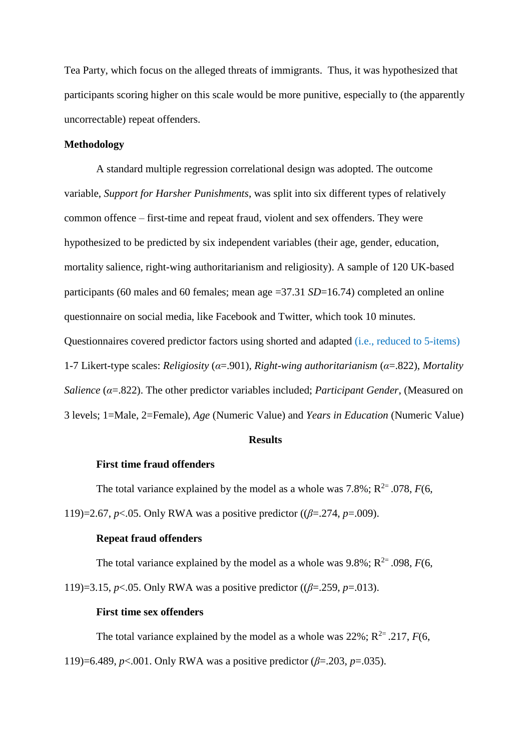Tea Party, which focus on the alleged threats of immigrants. Thus, it was hypothesized that participants scoring higher on this scale would be more punitive, especially to (the apparently uncorrectable) repeat offenders.

**Methodology**

A standard multiple regression correlational design was adopted. The outcome variable, *Support for Harsher Punishments*, was split into six different types of relatively common offence – first-time and repeat fraud, violent and sex offenders. They were hypothesized to be predicted by six independent variables (their age, gender, education, mortality salience, right-wing authoritarianism and religiosity). A sample of 120 UK-based participants (60 males and 60 females; mean age =37.31 *SD*=16.74) completed an online questionnaire on social media, like Facebook and Twitter, which took 10 minutes. Questionnaires covered predictor factors using shorted and adapted (i.e., reduced to 5-items) 1-7 Likert-type scales: *Religiosity* ($\alpha$=.901), *Right-wing authoritarianism* ($\alpha$=.822), *Mortality Salience* ($\alpha$=.822). The other predictor variables included; *Participant Gender*, (Measured on 3 levels; 1=Male, 2=Female), *Age* (Numeric Value) and *Years in Education* (Numeric Value)

## Results

### First time fraud offenders

The total variance explained by the model as a whole was 7.8%; $R^{2=}$ .078, $F$(6, 119)=2.67, $p$<.05. Only RWA was a positive predictor (($\beta$=.274, $p$=.009).

### Repeat fraud offenders

The total variance explained by the model as a whole was 9.8%; $R^{2=}$ .098, $F$(6, 119)=3.15, $p$<.05. Only RWA was a positive predictor (($\beta$=.259, $p$=.013).

### First time sex offenders

The total variance explained by the model as a whole was 22%; $R^{2=}$ .217, $F$(6, 119)=6.489, $p$<.001. Only RWA was a positive predictor ($\beta$=.203, $p$=.035).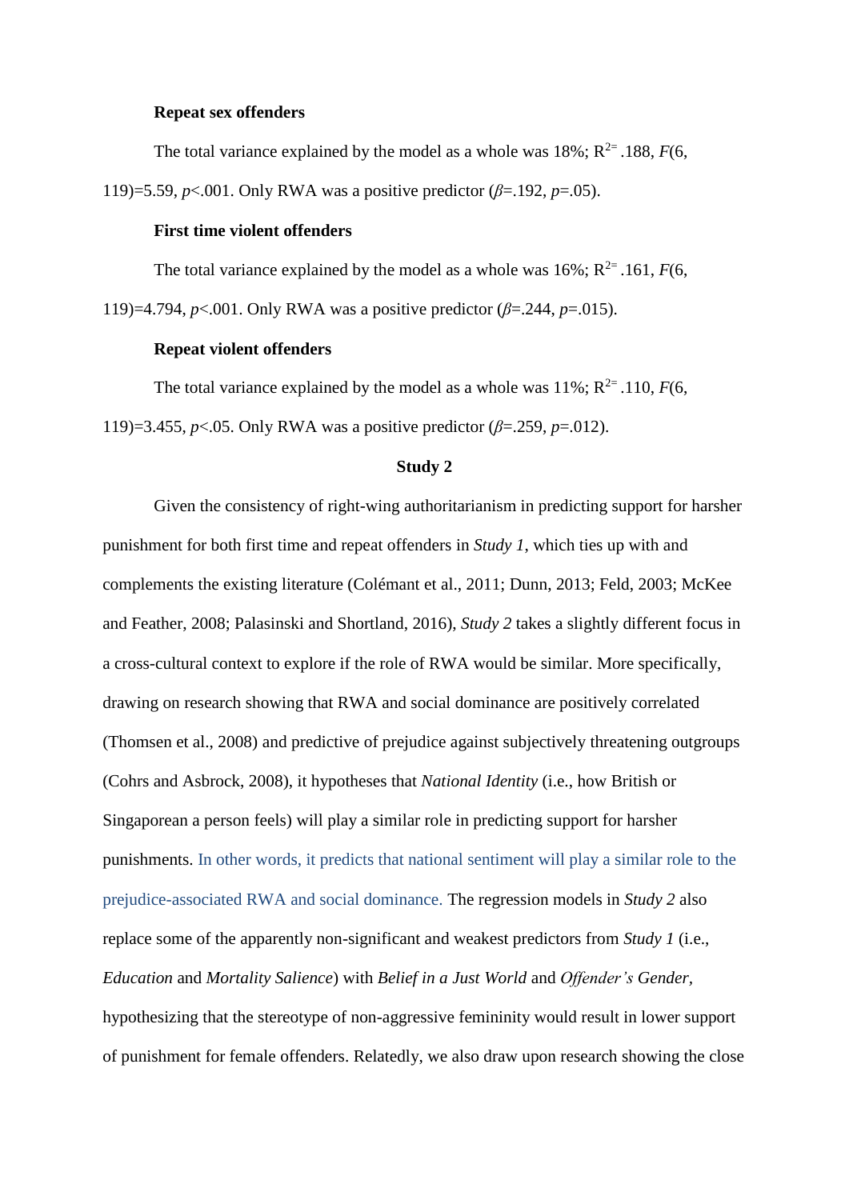**Repeat sex offenders**

The total variance explained by the model as a whole was 18%; $R^2 = .188$, $F(6, 119)=5.59$, $p<.001$. Only RWA was a positive predictor ($\beta=.192$, $p=.05$).

**First time violent offenders**

The total variance explained by the model as a whole was 16%; $R^2 = .161$, $F(6, 119)=4.794$, $p<.001$. Only RWA was a positive predictor ($\beta=.244$, $p=.015$).

**Repeat violent offenders**

The total variance explained by the model as a whole was 11%; $R^2 = .110$, $F(6, 119)=3.455$, $p<.05$. Only RWA was a positive predictor ($\beta=.259$, $p=.012$).

## Study 2

Given the consistency of right-wing authoritarianism in predicting support for harsher punishment for both first time and repeat offenders in *Study 1*, which ties up with and complements the existing literature (Colémant et al., 2011; Dunn, 2013; Feld, 2003; McKee and Feather, 2008; Palasinski and Shortland, 2016), *Study 2* takes a slightly different focus in a cross-cultural context to explore if the role of RWA would be similar. More specifically, drawing on research showing that RWA and social dominance are positively correlated (Thomsen et al., 2008) and predictive of prejudice against subjectively threatening outgroups (Cohrs and Asbrock, 2008), it hypotheses that *National Identity* (i.e., how British or Singaporean a person feels) will play a similar role in predicting support for harsher punishments. In other words, it predicts that national sentiment will play a similar role to the prejudice-associated RWA and social dominance. The regression models in *Study 2* also replace some of the apparently non-significant and weakest predictors from *Study 1* (i.e., *Education* and *Mortality Salience*) with *Belief in a Just World* and *Offender's Gender*, hypothesizing that the stereotype of non-aggressive femininity would result in lower support of punishment for female offenders. Relatedly, we also draw upon research showing the close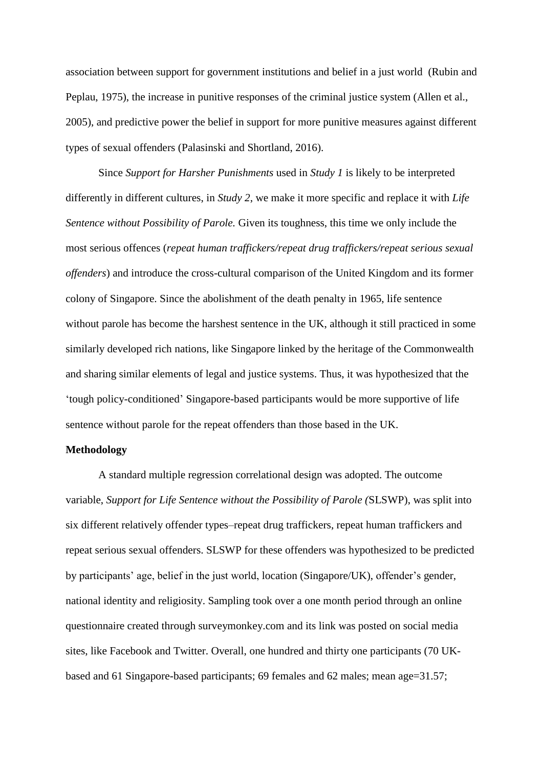association between support for government institutions and belief in a just world (Rubin and Peplau, 1975), the increase in punitive responses of the criminal justice system (Allen et al., 2005), and predictive power the belief in support for more punitive measures against different types of sexual offenders (Palasinski and Shortland, 2016).

Since *Support for Harsher Punishments* used in *Study 1* is likely to be interpreted differently in different cultures, in *Study 2*, we make it more specific and replace it with *Life Sentence without Possibility of Parole.* Given its toughness, this time we only include the most serious offences (*repeat human traffickers/repeat drug traffickers/repeat serious sexual offenders*) and introduce the cross-cultural comparison of the United Kingdom and its former colony of Singapore. Since the abolishment of the death penalty in 1965, life sentence without parole has become the harshest sentence in the UK, although it still practiced in some similarly developed rich nations, like Singapore linked by the heritage of the Commonwealth and sharing similar elements of legal and justice systems. Thus, it was hypothesized that the 'tough policy-conditioned' Singapore-based participants would be more supportive of life sentence without parole for the repeat offenders than those based in the UK.

**Methodology**

A standard multiple regression correlational design was adopted. The outcome variable, *Support for Life Sentence without the Possibility of Parole (*SLSWP), was split into six different relatively offender types–repeat drug traffickers, repeat human traffickers and repeat serious sexual offenders. SLSWP for these offenders was hypothesized to be predicted by participants' age, belief in the just world, location (Singapore/UK), offender's gender, national identity and religiosity. Sampling took over a one month period through an online questionnaire created through surveymonkey.com and its link was posted on social media sites, like Facebook and Twitter. Overall, one hundred and thirty one participants (70 UK-based and 61 Singapore-based participants; 69 females and 62 males; mean age=31.57;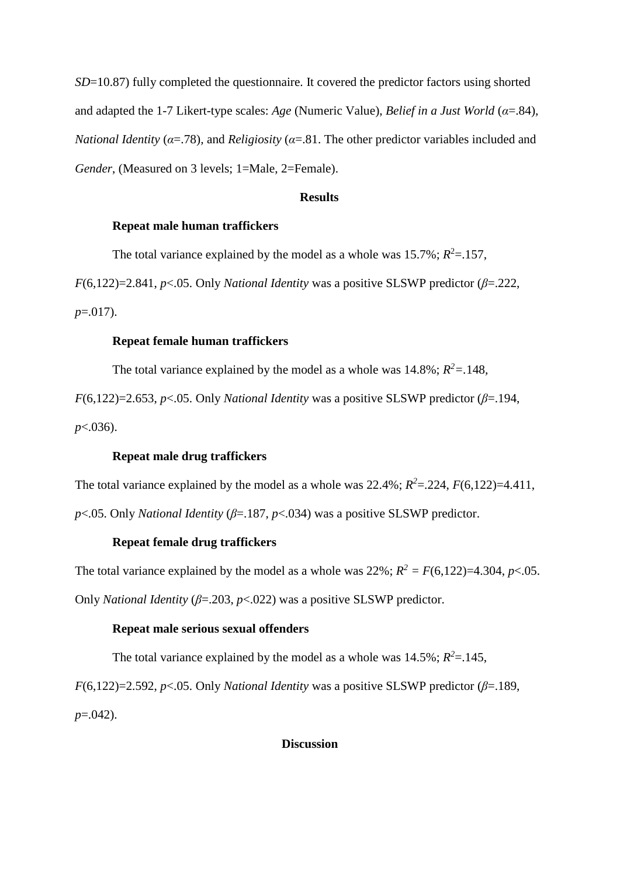*SD*=10.87) fully completed the questionnaire. It covered the predictor factors using shorted and adapted the 1-7 Likert-type scales: *Age* (Numeric Value), *Belief in a Just World* ($\alpha$=.84), *National Identity* ($\alpha$=.78), and *Religiosity* ($\alpha$=.81. The other predictor variables included and *Gender*, (Measured on 3 levels; 1=Male, 2=Female).

## Results

### Repeat male human traffickers

The total variance explained by the model as a whole was 15.7%; $R^2$=.157, $F$(6,122)=2.841, $p$<.05. Only *National Identity* was a positive SLSWP predictor ($\beta$=.222, $p$=.017).

### Repeat female human traffickers

The total variance explained by the model as a whole was 14.8%; $R^2$=.148, $F$(6,122)=2.653, $p$<.05. Only *National Identity* was a positive SLSWP predictor ($\beta$=.194, $p$<.036).

### Repeat male drug traffickers

The total variance explained by the model as a whole was 22.4%; $R^2$=.224, $F$(6,122)=4.411, $p$<.05. Only *National Identity* ($\beta$=.187, $p$<.034) was a positive SLSWP predictor.

### Repeat female drug traffickers

The total variance explained by the model as a whole was 22%; $R^2$ = $F$(6,122)=4.304, $p$<.05. Only *National Identity* ($\beta$=.203, $p$<.022) was a positive SLSWP predictor.

### Repeat male serious sexual offenders

The total variance explained by the model as a whole was 14.5%; $R^2$=.145, $F$(6,122)=2.592, $p$<.05. Only *National Identity* was a positive SLSWP predictor ($\beta$=.189, $p$=.042).

## Discussion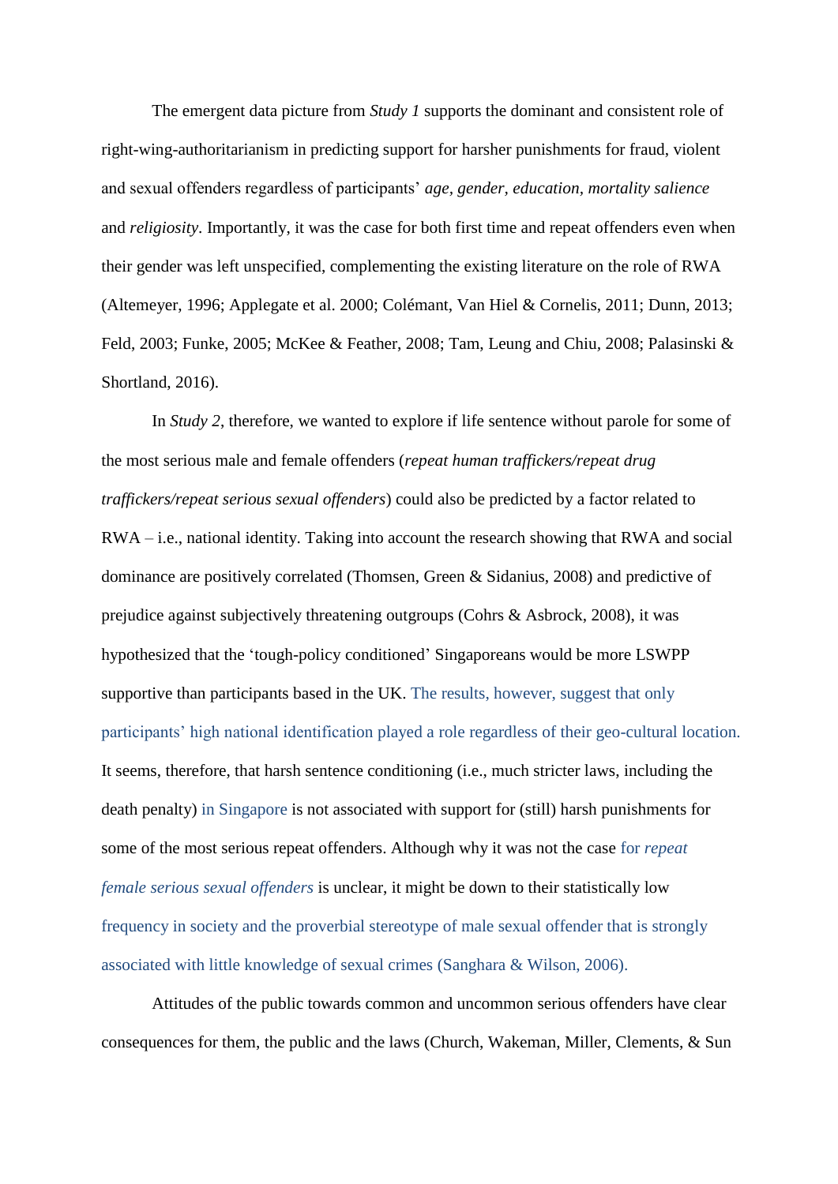The emergent data picture from *Study 1* supports the dominant and consistent role of right-wing-authoritarianism in predicting support for harsher punishments for fraud, violent and sexual offenders regardless of participants' *age, gender, education, mortality salience* and *religiosity*. Importantly, it was the case for both first time and repeat offenders even when their gender was left unspecified, complementing the existing literature on the role of RWA (Altemeyer, 1996; Applegate et al. 2000; Colémant, Van Hiel & Cornelis, 2011; Dunn, 2013; Feld, 2003; Funke, 2005; McKee & Feather, 2008; Tam, Leung and Chiu, 2008; Palasinski & Shortland, 2016).

In *Study 2*, therefore, we wanted to explore if life sentence without parole for some of the most serious male and female offenders (*repeat human traffickers/repeat drug traffickers/repeat serious sexual offenders*) could also be predicted by a factor related to RWA – i.e., national identity. Taking into account the research showing that RWA and social dominance are positively correlated (Thomsen, Green & Sidanius, 2008) and predictive of prejudice against subjectively threatening outgroups (Cohrs & Asbrock, 2008), it was hypothesized that the 'tough-policy conditioned' Singaporeans would be more LSWPP supportive than participants based in the UK. The results, however, suggest that only participants' high national identification played a role regardless of their geo-cultural location. It seems, therefore, that harsh sentence conditioning (i.e., much stricter laws, including the death penalty) in Singapore is not associated with support for (still) harsh punishments for some of the most serious repeat offenders. Although why it was not the case for *repeat female serious sexual offenders* is unclear, it might be down to their statistically low frequency in society and the proverbial stereotype of male sexual offender that is strongly associated with little knowledge of sexual crimes (Sanghara & Wilson, 2006).

Attitudes of the public towards common and uncommon serious offenders have clear consequences for them, the public and the laws (Church, Wakeman, Miller, Clements, & Sun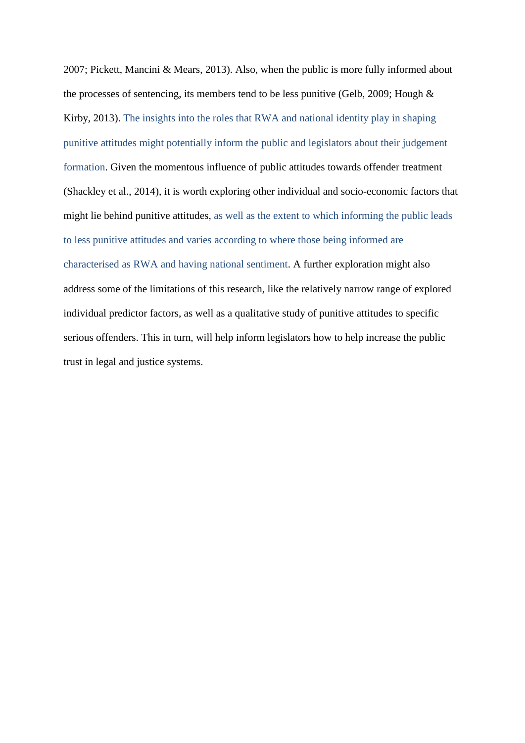2007; Pickett, Mancini & Mears, 2013). Also, when the public is more fully informed about the processes of sentencing, its members tend to be less punitive (Gelb, 2009; Hough & Kirby, 2013). The insights into the roles that RWA and national identity play in shaping punitive attitudes might potentially inform the public and legislators about their judgement formation. Given the momentous influence of public attitudes towards offender treatment (Shackley et al., 2014), it is worth exploring other individual and socio-economic factors that might lie behind punitive attitudes, as well as the extent to which informing the public leads to less punitive attitudes and varies according to where those being informed are characterised as RWA and having national sentiment. A further exploration might also address some of the limitations of this research, like the relatively narrow range of explored individual predictor factors, as well as a qualitative study of punitive attitudes to specific serious offenders. This in turn, will help inform legislators how to help increase the public trust in legal and justice systems.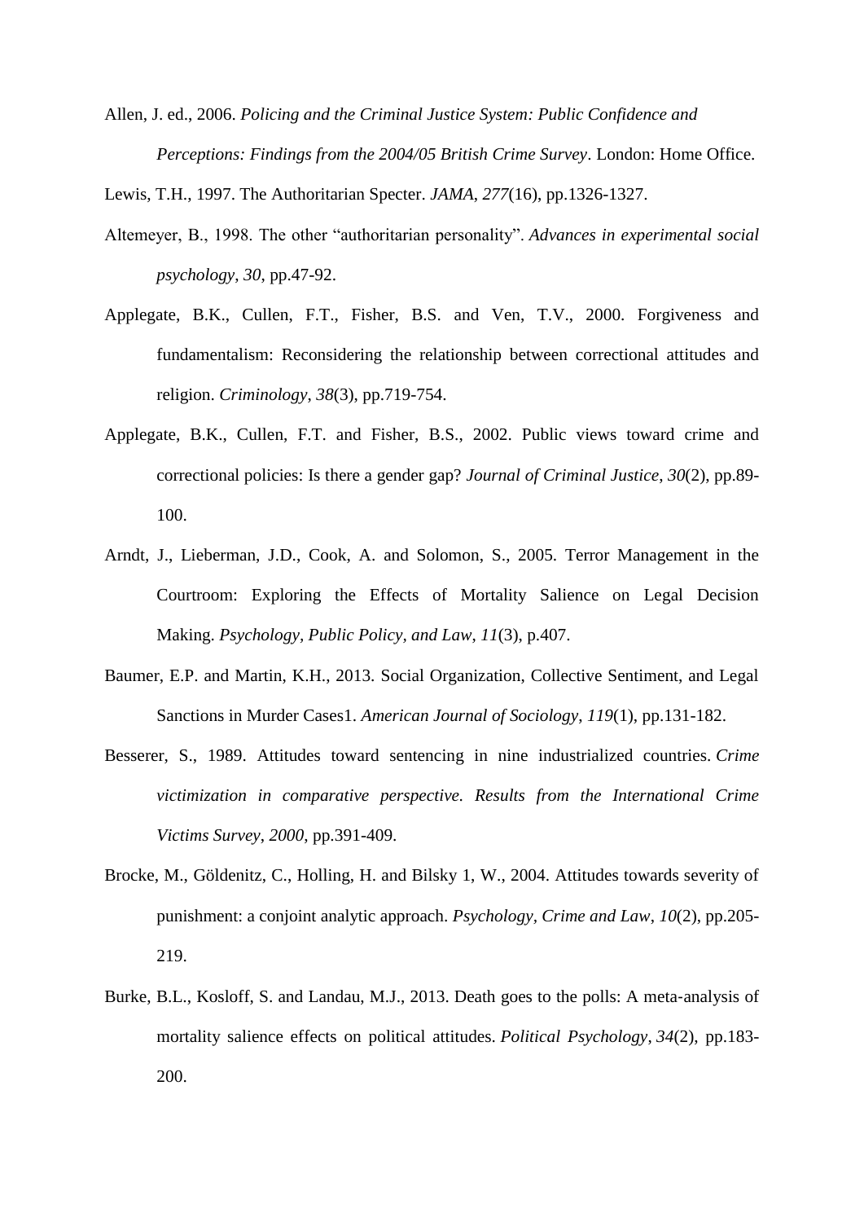Allen, J. ed., 2006. *Policing and the Criminal Justice System: Public Confidence and Perceptions: Findings from the 2004/05 British Crime Survey*. London: Home Office.

Lewis, T.H., 1997. The Authoritarian Specter. *JAMA*, *277*(16), pp.1326-1327.

Altemeyer, B., 1998. The other “authoritarian personality”. *Advances in experimental social psychology*, *30*, pp.47-92.

Applegate, B.K., Cullen, F.T., Fisher, B.S. and Ven, T.V., 2000. Forgiveness and fundamentalism: Reconsidering the relationship between correctional attitudes and religion. *Criminology*, *38*(3), pp.719-754.

Applegate, B.K., Cullen, F.T. and Fisher, B.S., 2002. Public views toward crime and correctional policies: Is there a gender gap? *Journal of Criminal Justice*, *30*(2), pp.89-100.

Arndt, J., Lieberman, J.D., Cook, A. and Solomon, S., 2005. Terror Management in the Courtroom: Exploring the Effects of Mortality Salience on Legal Decision Making. *Psychology, Public Policy, and Law*, *11*(3), p.407.

Baumer, E.P. and Martin, K.H., 2013. Social Organization, Collective Sentiment, and Legal Sanctions in Murder Cases1. *American Journal of Sociology*, *119*(1), pp.131-182.

Besserer, S., 1989. Attitudes toward sentencing in nine industrialized countries. *Crime victimization in comparative perspective. Results from the International Crime Victims Survey*, *2000*, pp.391-409.

Brocke, M., Göldenitz, C., Holling, H. and Bilsky 1, W., 2004. Attitudes towards severity of punishment: a conjoint analytic approach. *Psychology, Crime and Law*, *10*(2), pp.205-219.

Burke, B.L., Kosloff, S. and Landau, M.J., 2013. Death goes to the polls: A meta‐analysis of mortality salience effects on political attitudes. *Political Psychology*, *34*(2), pp.183-200.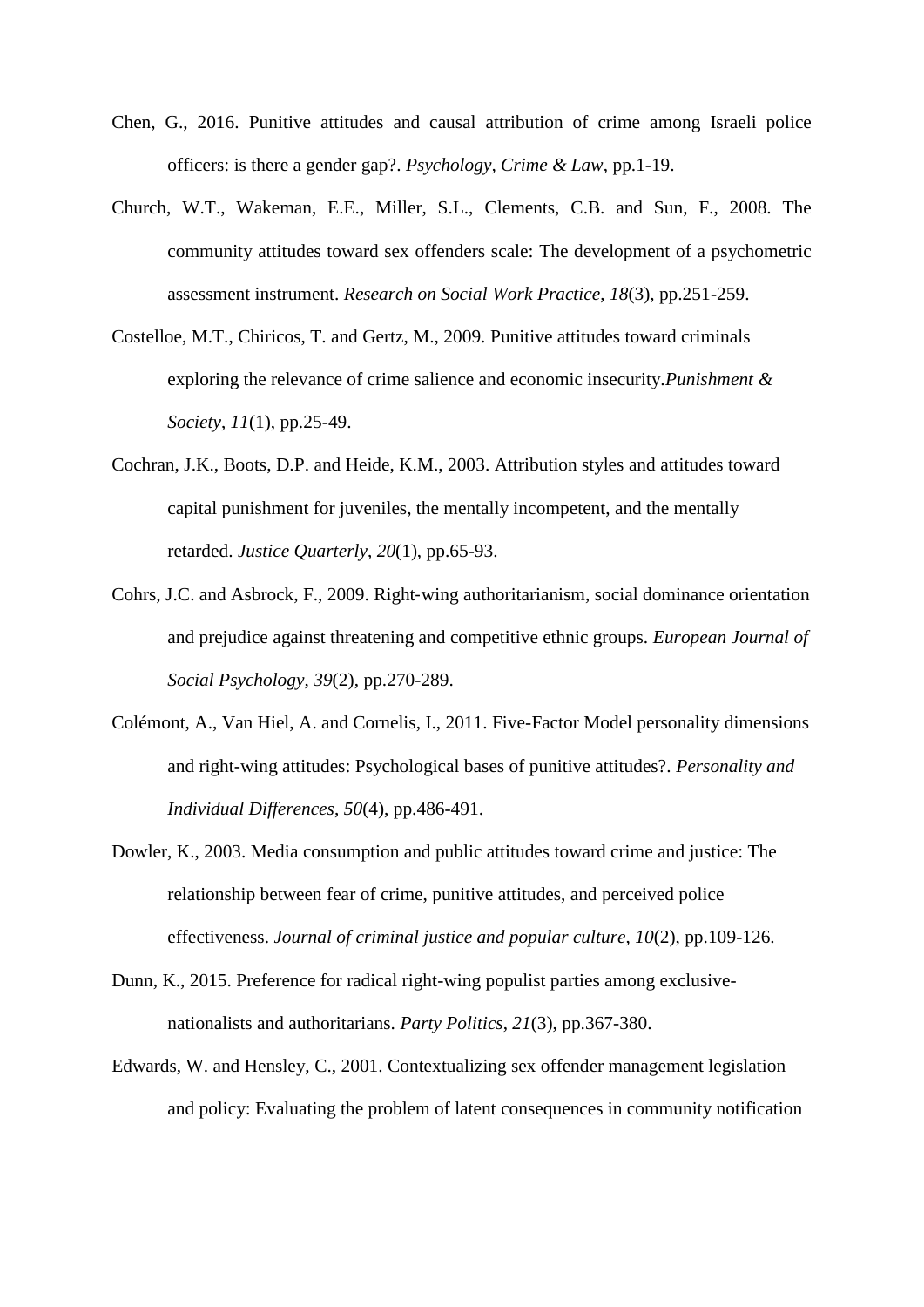Chen, G., 2016. Punitive attitudes and causal attribution of crime among Israeli police officers: is there a gender gap?. *Psychology, Crime & Law*, pp.1-19.

Church, W.T., Wakeman, E.E., Miller, S.L., Clements, C.B. and Sun, F., 2008. The community attitudes toward sex offenders scale: The development of a psychometric assessment instrument. *Research on Social Work Practice*, *18*(3), pp.251-259.

Costelloe, M.T., Chiricos, T. and Gertz, M., 2009. Punitive attitudes toward criminals exploring the relevance of crime salience and economic insecurity.*Punishment & Society*, *11*(1), pp.25-49.

Cochran, J.K., Boots, D.P. and Heide, K.M., 2003. Attribution styles and attitudes toward capital punishment for juveniles, the mentally incompetent, and the mentally retarded. *Justice Quarterly*, *20*(1), pp.65-93.

Cohrs, J.C. and Asbrock, F., 2009. Right‐wing authoritarianism, social dominance orientation and prejudice against threatening and competitive ethnic groups. *European Journal of Social Psychology*, *39*(2), pp.270-289.

Colémont, A., Van Hiel, A. and Cornelis, I., 2011. Five-Factor Model personality dimensions and right-wing attitudes: Psychological bases of punitive attitudes?. *Personality and Individual Differences*, *50*(4), pp.486-491.

Dowler, K., 2003. Media consumption and public attitudes toward crime and justice: The relationship between fear of crime, punitive attitudes, and perceived police effectiveness. *Journal of criminal justice and popular culture*, *10*(2), pp.109-126.

Dunn, K., 2015. Preference for radical right-wing populist parties among exclusive-nationalists and authoritarians. *Party Politics*, *21*(3), pp.367-380.

Edwards, W. and Hensley, C., 2001. Contextualizing sex offender management legislation and policy: Evaluating the problem of latent consequences in community notification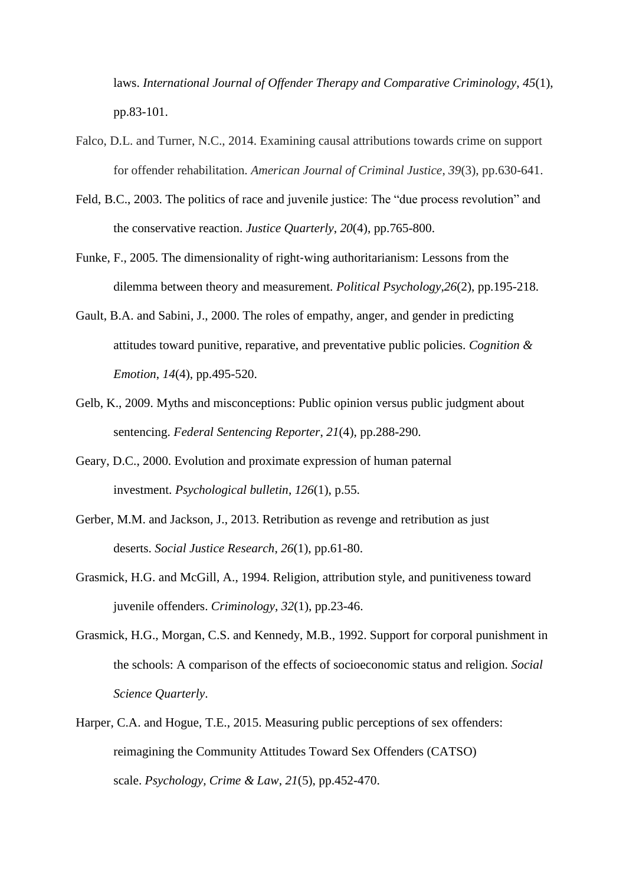laws. *International Journal of Offender Therapy and Comparative Criminology*, *45*(1), pp.83-101.

Falco, D.L. and Turner, N.C., 2014. Examining causal attributions towards crime on support for offender rehabilitation. *American Journal of Criminal Justice*, *39*(3), pp.630-641.

Feld, B.C., 2003. The politics of race and juvenile justice: The "due process revolution" and the conservative reaction. *Justice Quarterly*, *20*(4), pp.765-800.

Funke, F., 2005. The dimensionality of right‐wing authoritarianism: Lessons from the dilemma between theory and measurement. *Political Psychology*,*26*(2), pp.195-218.

Gault, B.A. and Sabini, J., 2000. The roles of empathy, anger, and gender in predicting attitudes toward punitive, reparative, and preventative public policies. *Cognition & Emotion*, *14*(4), pp.495-520.

Gelb, K., 2009. Myths and misconceptions: Public opinion versus public judgment about sentencing. *Federal Sentencing Reporter*, *21*(4), pp.288-290.

Geary, D.C., 2000. Evolution and proximate expression of human paternal investment. *Psychological bulletin*, *126*(1), p.55.

Gerber, M.M. and Jackson, J., 2013. Retribution as revenge and retribution as just deserts. *Social Justice Research*, *26*(1), pp.61-80.

Grasmick, H.G. and McGill, A., 1994. Religion, attribution style, and punitiveness toward juvenile offenders. *Criminology*, *32*(1), pp.23-46.

Grasmick, H.G., Morgan, C.S. and Kennedy, M.B., 1992. Support for corporal punishment in the schools: A comparison of the effects of socioeconomic status and religion. *Social Science Quarterly*.

Harper, C.A. and Hogue, T.E., 2015. Measuring public perceptions of sex offenders: reimagining the Community Attitudes Toward Sex Offenders (CATSO) scale. *Psychology, Crime & Law*, *21*(5), pp.452-470.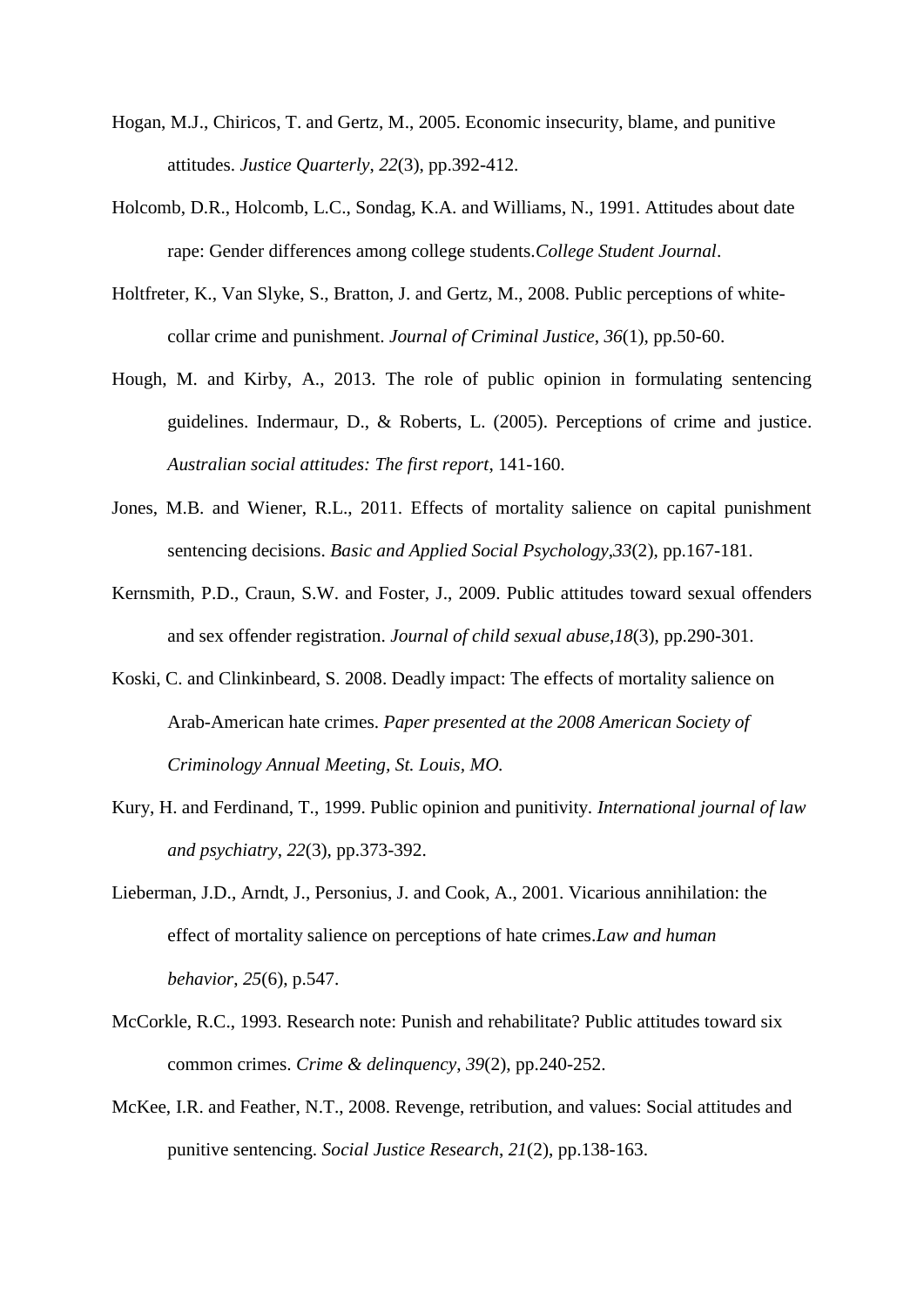Hogan, M.J., Chiricos, T. and Gertz, M., 2005. Economic insecurity, blame, and punitive attitudes. *Justice Quarterly*, *22*(3), pp.392-412.

Holcomb, D.R., Holcomb, L.C., Sondag, K.A. and Williams, N., 1991. Attitudes about date rape: Gender differences among college students.*College Student Journal*.

Holtfreter, K., Van Slyke, S., Bratton, J. and Gertz, M., 2008. Public perceptions of white-collar crime and punishment. *Journal of Criminal Justice*, *36*(1), pp.50-60.

Hough, M. and Kirby, A., 2013. The role of public opinion in formulating sentencing guidelines. Indermaur, D., & Roberts, L. (2005). Perceptions of crime and justice. *Australian social attitudes: The first report*, 141-160.

Jones, M.B. and Wiener, R.L., 2011. Effects of mortality salience on capital punishment sentencing decisions. *Basic and Applied Social Psychology*,*33*(2), pp.167-181.

Kernsmith, P.D., Craun, S.W. and Foster, J., 2009. Public attitudes toward sexual offenders and sex offender registration. *Journal of child sexual abuse*,*18*(3), pp.290-301.

Koski, C. and Clinkinbeard, S. 2008. Deadly impact: The effects of mortality salience on Arab-American hate crimes. *Paper presented at the 2008 American Society of Criminology Annual Meeting, St. Louis, MO.*

Kury, H. and Ferdinand, T., 1999. Public opinion and punitivity. *International journal of law and psychiatry*, *22*(3), pp.373-392.

Lieberman, J.D., Arndt, J., Personius, J. and Cook, A., 2001. Vicarious annihilation: the effect of mortality salience on perceptions of hate crimes.*Law and human behavior*, *25*(6), p.547.

McCorkle, R.C., 1993. Research note: Punish and rehabilitate? Public attitudes toward six common crimes. *Crime & delinquency*, *39*(2), pp.240-252.

McKee, I.R. and Feather, N.T., 2008. Revenge, retribution, and values: Social attitudes and punitive sentencing. *Social Justice Research*, *21*(2), pp.138-163.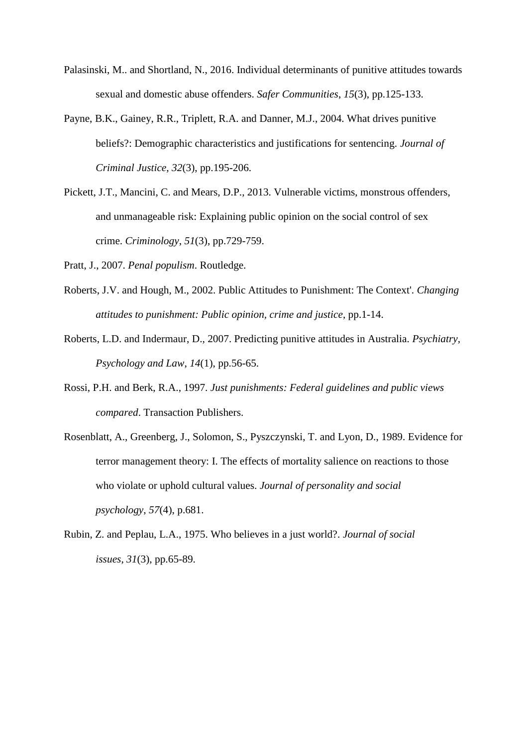Palasinski, M.. and Shortland, N., 2016. Individual determinants of punitive attitudes towards sexual and domestic abuse offenders. *Safer Communities*, *15*(3), pp.125-133.

Payne, B.K., Gainey, R.R., Triplett, R.A. and Danner, M.J., 2004. What drives punitive beliefs?: Demographic characteristics and justifications for sentencing. *Journal of Criminal Justice*, *32*(3), pp.195-206.

Pickett, J.T., Mancini, C. and Mears, D.P., 2013. Vulnerable victims, monstrous offenders, and unmanageable risk: Explaining public opinion on the social control of sex crime. *Criminology*, *51*(3), pp.729-759.

Pratt, J., 2007. *Penal populism*. Routledge.

Roberts, J.V. and Hough, M., 2002. Public Attitudes to Punishment: The Context'. *Changing attitudes to punishment: Public opinion, crime and justice*, pp.1-14.

Roberts, L.D. and Indermaur, D., 2007. Predicting punitive attitudes in Australia. *Psychiatry, Psychology and Law*, *14*(1), pp.56-65.

Rossi, P.H. and Berk, R.A., 1997. *Just punishments: Federal guidelines and public views compared*. Transaction Publishers.

Rosenblatt, A., Greenberg, J., Solomon, S., Pyszczynski, T. and Lyon, D., 1989. Evidence for terror management theory: I. The effects of mortality salience on reactions to those who violate or uphold cultural values. *Journal of personality and social psychology*, *57*(4), p.681.

Rubin, Z. and Peplau, L.A., 1975. Who believes in a just world?. *Journal of social issues*, *31*(3), pp.65-89.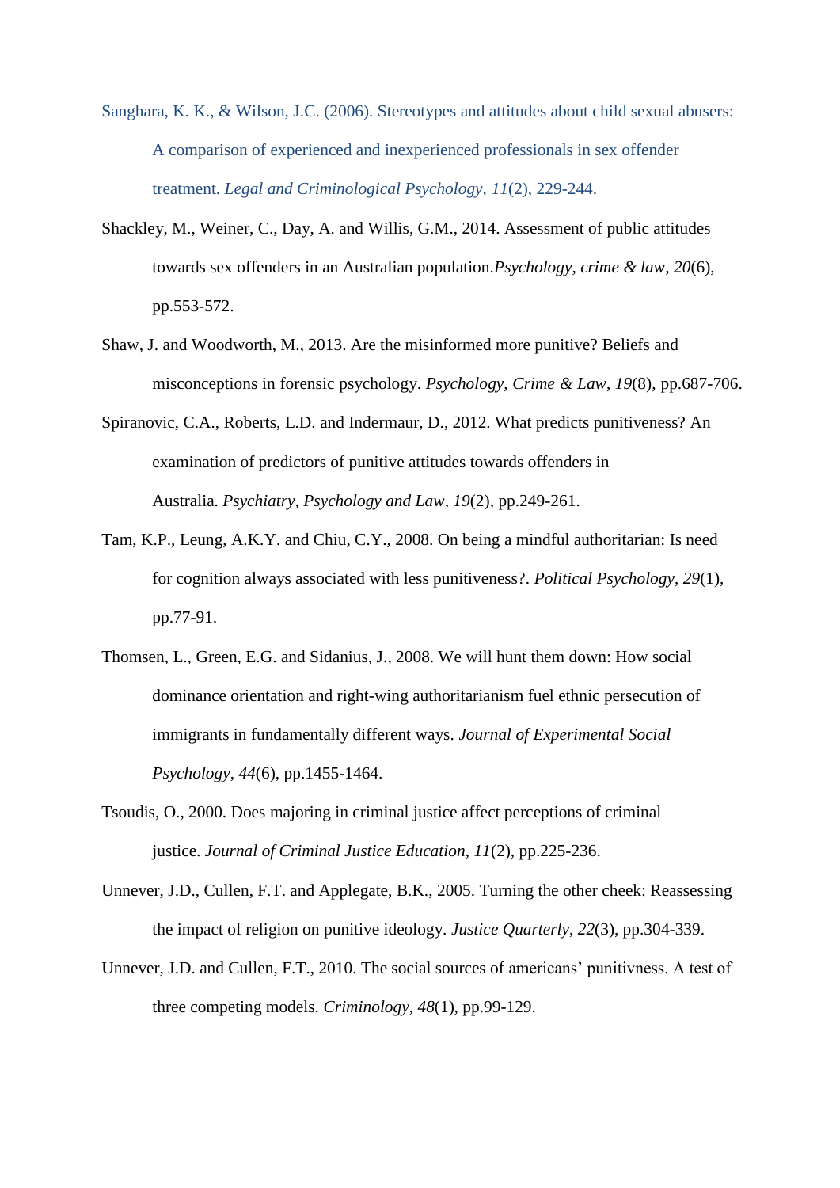Sanghara, K. K., & Wilson, J.C. (2006). Stereotypes and attitudes about child sexual abusers: A comparison of experienced and inexperienced professionals in sex offender treatment. *Legal and Criminological Psychology, 11*(2), 229-244.

Shackley, M., Weiner, C., Day, A. and Willis, G.M., 2014. Assessment of public attitudes towards sex offenders in an Australian population.*Psychology, crime & law*, *20*(6), pp.553-572.

Shaw, J. and Woodworth, M., 2013. Are the misinformed more punitive? Beliefs and misconceptions in forensic psychology. *Psychology, Crime & Law*, *19*(8), pp.687-706.

Spiranovic, C.A., Roberts, L.D. and Indermaur, D., 2012. What predicts punitiveness? An examination of predictors of punitive attitudes towards offenders in Australia. *Psychiatry, Psychology and Law*, *19*(2), pp.249-261.

Tam, K.P., Leung, A.K.Y. and Chiu, C.Y., 2008. On being a mindful authoritarian: Is need for cognition always associated with less punitiveness?. *Political Psychology*, *29*(1), pp.77-91.

Thomsen, L., Green, E.G. and Sidanius, J., 2008. We will hunt them down: How social dominance orientation and right-wing authoritarianism fuel ethnic persecution of immigrants in fundamentally different ways. *Journal of Experimental Social Psychology*, *44*(6), pp.1455-1464.

Tsoudis, O., 2000. Does majoring in criminal justice affect perceptions of criminal justice. *Journal of Criminal Justice Education*, *11*(2), pp.225-236.

Unnever, J.D., Cullen, F.T. and Applegate, B.K., 2005. Turning the other cheek: Reassessing the impact of religion on punitive ideology. *Justice Quarterly*, *22*(3), pp.304-339.

Unnever, J.D. and Cullen, F.T., 2010. The social sources of americans' punitivness. A test of three competing models. *Criminology*, *48*(1), pp.99-129.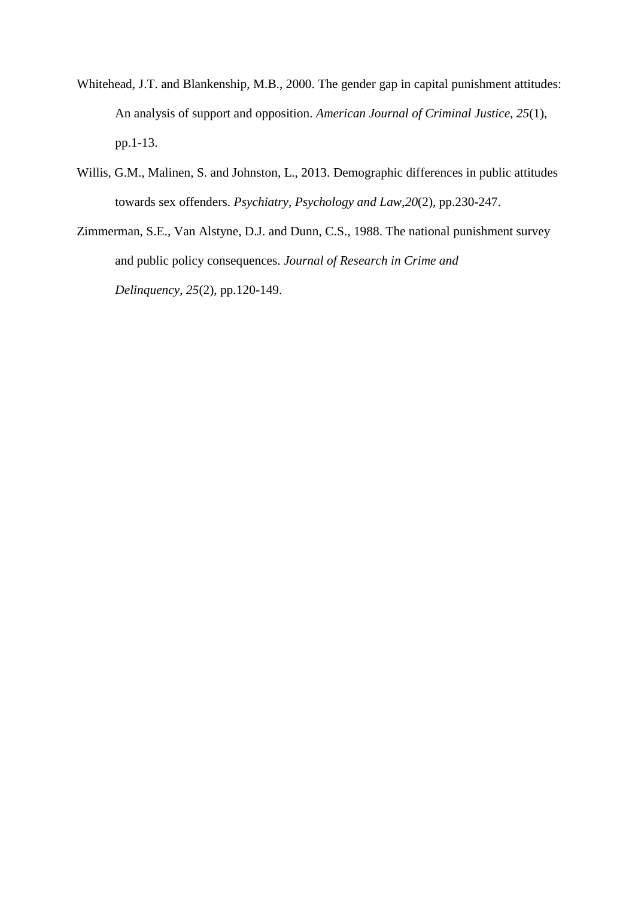Whitehead, J.T. and Blankenship, M.B., 2000. The gender gap in capital punishment attitudes: An analysis of support and opposition. *American Journal of Criminal Justice*, *25*(1), pp.1-13.

Willis, G.M., Malinen, S. and Johnston, L., 2013. Demographic differences in public attitudes towards sex offenders. *Psychiatry, Psychology and Law*,*20*(2), pp.230-247.

Zimmerman, S.E., Van Alstyne, D.J. and Dunn, C.S., 1988. The national punishment survey and public policy consequences. *Journal of Research in Crime and Delinquency*, *25*(2), pp.120-149.